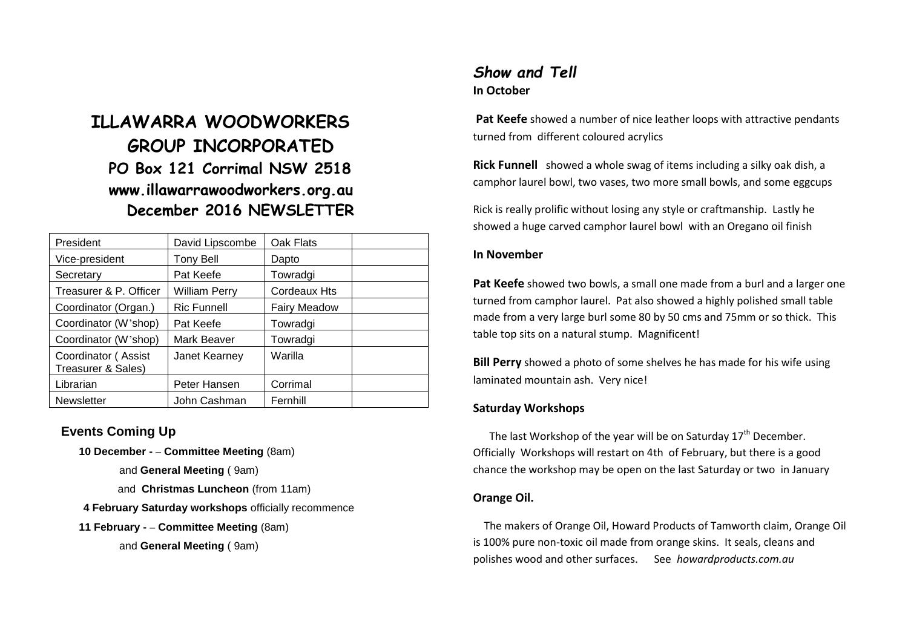# ILLAWARRA WOODWORKERS GROUP INCORPORATED

**PO Box 121 Corrimal NSW 2518**

**www.illawarrawoodworkers.org.au**

**December 2016 NEWSLETTER**

| | | | |
|---|---|---|---|
| President | David Lipscombe | Oak Flats | |
| Vice-president | Tony Bell | Dapto | |
| Secretary | Pat Keefe | Towradgi | |
| Treasurer & P. Officer | William Perry | Cordeaux Hts | |
| Coordinator (Organ.) | Ric Funnell | Fairy Meadow | |
| Coordinator (W'shop) | Pat Keefe | Towradgi | |
| Coordinator (W'shop) | Mark Beaver | Towradgi | |
| Coordinator ( Assist Treasurer & Sales) | Janet Kearney | Warilla | |
| Librarian | Peter Hansen | Corrimal | |
| Newsletter | John Cashman | Fernhill | |

## Events Coming Up

**10 December -** – **Committee Meeting** (8am)

and **General Meeting** ( 9am)

and **Christmas Luncheon** (from 11am)

**4 February Saturday workshops** officially recommence

**11 February -** – **Committee Meeting** (8am)

and **General Meeting** ( 9am)

## *Show and Tell*

**In October**

**Pat Keefe** showed a number of nice leather loops with attractive pendants turned from different coloured acrylics

**Rick Funnell** showed a whole swag of items including a silky oak dish, a camphor laurel bowl, two vases, two more small bowls, and some eggcups

Rick is really prolific without losing any style or craftmanship. Lastly he showed a huge carved camphor laurel bowl with an Oregano oil finish

**In November**

**Pat Keefe** showed two bowls, a small one made from a burl and a larger one turned from camphor laurel. Pat also showed a highly polished small table made from a very large burl some 80 by 50 cms and 75mm or so thick. This table top sits on a natural stump. Magnificent!

**Bill Perry** showed a photo of some shelves he has made for his wife using laminated mountain ash. Very nice!

**Saturday Workshops**

The last Workshop of the year will be on Saturday 17th December. Officially Workshops will restart on 4th of February, but there is a good chance the workshop may be open on the last Saturday or two in January

**Orange Oil.**

The makers of Orange Oil, Howard Products of Tamworth claim, Orange Oil is 100% pure non-toxic oil made from orange skins. It seals, cleans and polishes wood and other surfaces. See *howardproducts.com.au*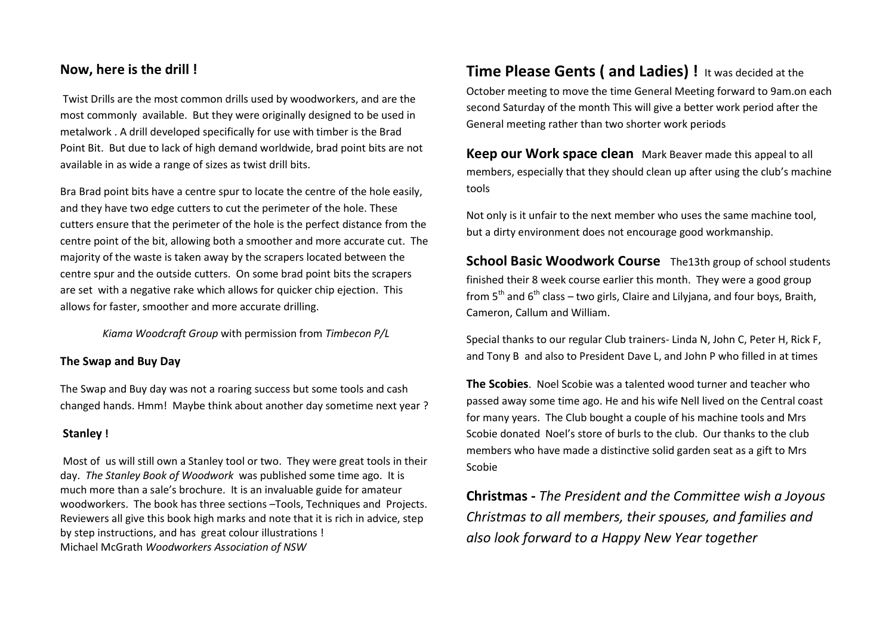## Now, here is the drill !

Twist Drills are the most common drills used by woodworkers, and are the most commonly available. But they were originally designed to be used in metalwork . A drill developed specifically for use with timber is the Brad Point Bit. But due to lack of high demand worldwide, brad point bits are not available in as wide a range of sizes as twist drill bits.

Bra Brad point bits have a centre spur to locate the centre of the hole easily, and they have two edge cutters to cut the perimeter of the hole. These cutters ensure that the perimeter of the hole is the perfect distance from the centre point of the bit, allowing both a smoother and more accurate cut. The majority of the waste is taken away by the scrapers located between the centre spur and the outside cutters. On some brad point bits the scrapers are set with a negative rake which allows for quicker chip ejection. This allows for faster, smoother and more accurate drilling.

*Kiama Woodcraft Group* with permission from *Timbecon P/L*

### The Swap and Buy Day

The Swap and Buy day was not a roaring success but some tools and cash changed hands. Hmm! Maybe think about another day sometime next year ?

### Stanley !

Most of us will still own a Stanley tool or two. They were great tools in their day. *The Stanley Book of Woodwork* was published some time ago. It is much more than a sale's brochure. It is an invaluable guide for amateur woodworkers. The book has three sections –Tools, Techniques and Projects. Reviewers all give this book high marks and note that it is rich in advice, step by step instructions, and has great colour illustrations !
Michael McGrath *Woodworkers Association of NSW*

**Time Please Gents ( and Ladies) !** It was decided at the October meeting to move the time General Meeting forward to 9am.on each second Saturday of the month This will give a better work period after the General meeting rather than two shorter work periods

**Keep our Work space clean** Mark Beaver made this appeal to all members, especially that they should clean up after using the club's machine tools

Not only is it unfair to the next member who uses the same machine tool, but a dirty environment does not encourage good workmanship.

**School Basic Woodwork Course** The13th group of school students finished their 8 week course earlier this month. They were a good group from 5th and 6th class – two girls, Claire and Lilyjana, and four boys, Braith, Cameron, Callum and William.

Special thanks to our regular Club trainers- Linda N, John C, Peter H, Rick F, and Tony B and also to President Dave L, and John P who filled in at times

**The Scobies**. Noel Scobie was a talented wood turner and teacher who passed away some time ago. He and his wife Nell lived on the Central coast for many years. The Club bought a couple of his machine tools and Mrs Scobie donated Noel's store of burls to the club. Our thanks to the club members who have made a distinctive solid garden seat as a gift to Mrs Scobie

**Christmas -** *The President and the Committee wish a Joyous Christmas to all members, their spouses, and families and also look forward to a Happy New Year together*